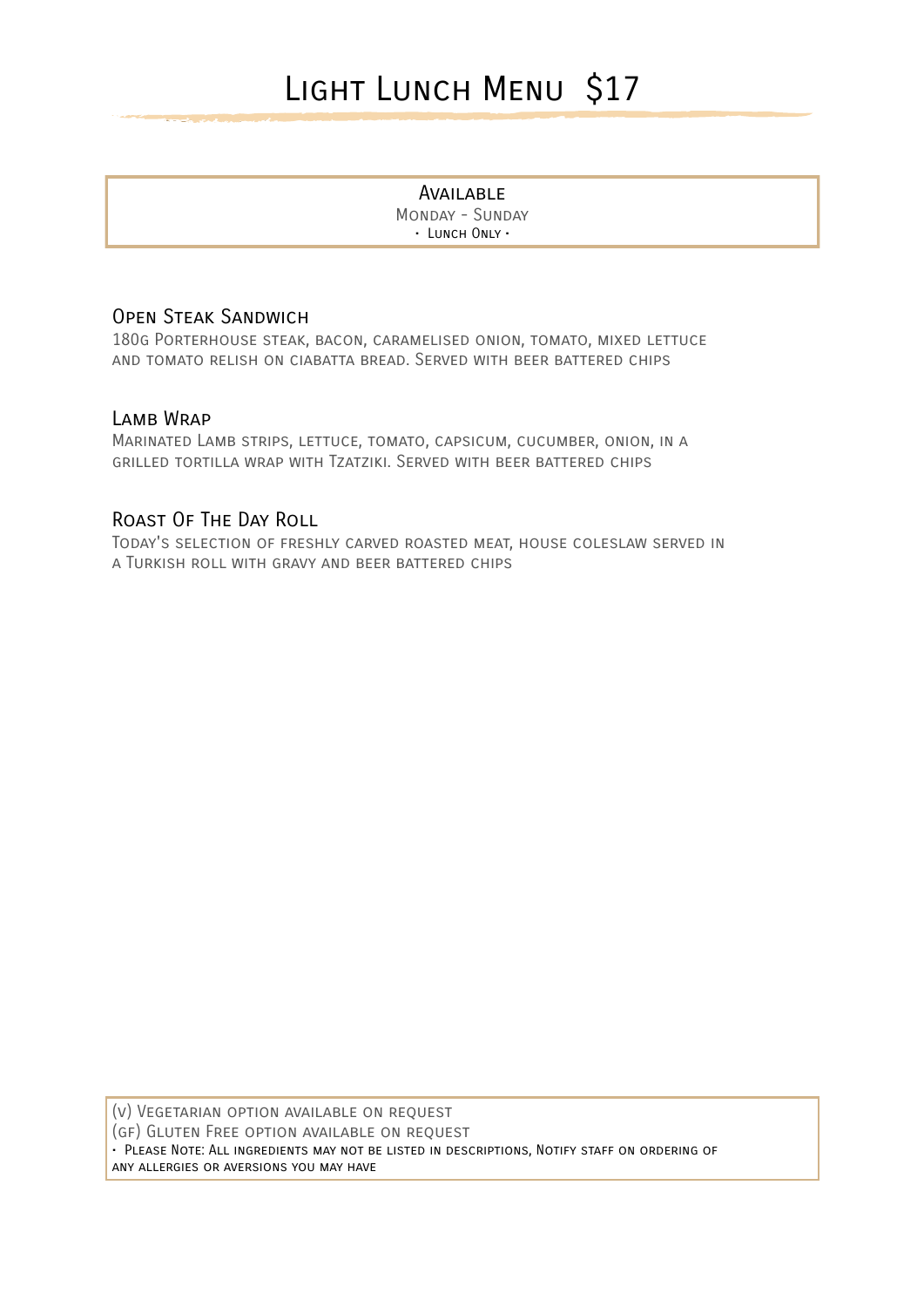# Light Lunch Menu $17

**Available**
Monday - Sunday
• Lunch Only •

## Open Steak Sandwich

180g Porterhouse steak, bacon, caramelised onion, tomato, mixed lettuce and tomato relish on ciabatta bread. Served with beer battered chips

## Lamb Wrap

Marinated Lamb strips, lettuce, tomato, capsicum, cucumber, onion, in a grilled tortilla wrap with Tzatziki. Served with beer battered chips

## Roast Of The Day Roll

Today's selection of freshly carved roasted meat, house coleslaw served in a Turkish roll with gravy and beer battered chips

(v) Vegetarian option available on request
(gf) Gluten Free option available on request
• Please Note: All ingredients may not be listed in descriptions, Notify staff on ordering of any allergies or aversions you may have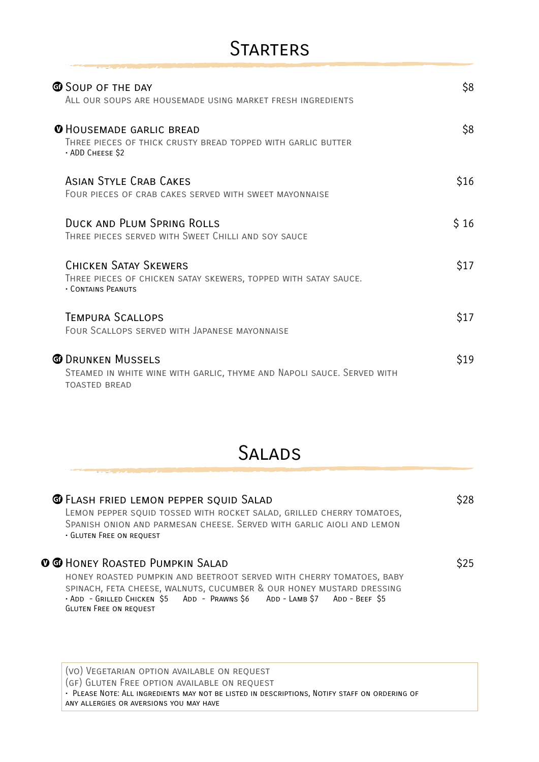# Starters

**(GF) Soup of the Day** — $8
All our soups are housemade using market fresh ingredients

**(V) Housemade Garlic Bread** — $8
Three pieces of thick crusty bread topped with garlic butter
• ADD Cheese $2

**Asian Style Crab Cakes** — $16
Four pieces of crab cakes served with sweet mayonnaise

**Duck and Plum Spring Rolls** — $ 16
Three pieces served with Sweet Chilli and soy sauce

**Chicken Satay Skewers** — $17
Three pieces of chicken satay skewers, topped with satay sauce.
• Contains Peanuts

**Tempura Scallops** — $17
Four Scallops served with Japanese Mayonnaise

**(GF) Drunken Mussels** — $19
Steamed in white wine with garlic, thyme and Napoli sauce. Served with toasted bread

# Salads

**(GF) Flash fried lemon pepper squid Salad** — $28
Lemon pepper squid tossed with rocket salad, grilled cherry tomatoes, Spanish onion and parmesan cheese. Served with garlic aioli and lemon
• Gluten Free on request

**(V) (GF) Honey Roasted Pumpkin Salad** — $25
honey roasted pumpkin and beetroot served with cherry tomatoes, baby spinach, feta cheese, walnuts, cucumber & our honey mustard dressing
• Add - Grilled Chicken $5 Add - Prawns $6 Add - Lamb $7 Add - Beef $5
Gluten Free on request

(VO) Vegetarian option available on request
(GF) Gluten Free option available on request
• Please Note: All ingredients may not be listed in descriptions, Notify staff on ordering of any allergies or aversions you may have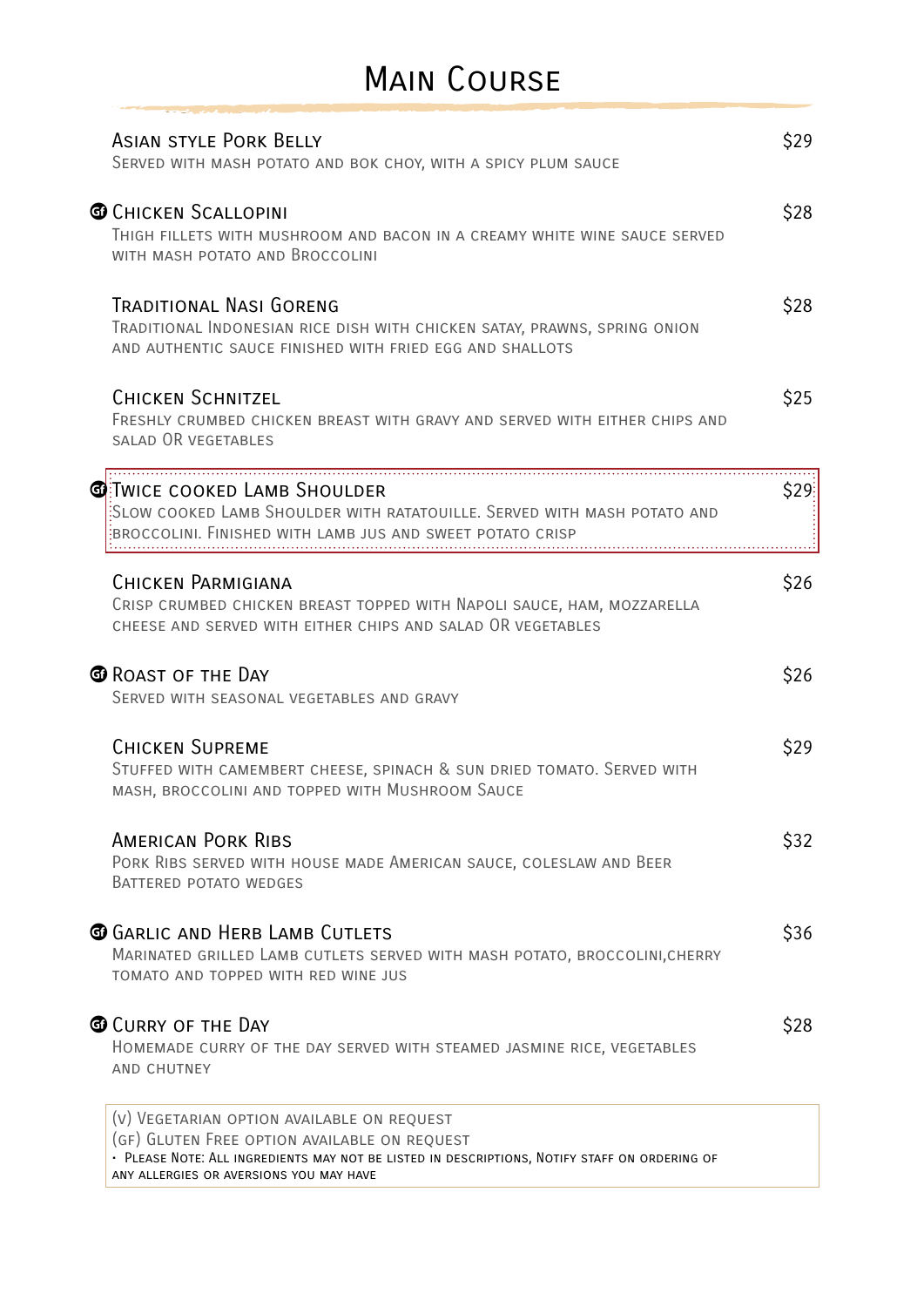# Main Course

**Asian style Pork Belly** — $29
Served with mash potato and bok choy, with a spicy plum sauce

**(GF) Chicken Scallopini** — $28
Thigh fillets with mushroom and bacon in a creamy white wine sauce served with mash potato and Broccolini

**Traditional Nasi Goreng** — $28
Traditional Indonesian rice dish with chicken satay, prawns, spring onion and authentic sauce finished with fried egg and shallots

**Chicken Schnitzel** — $25
Freshly crumbed chicken breast with gravy and served with either chips and salad OR vegetables

**(GF) Twice cooked Lamb Shoulder** — $29
Slow cooked Lamb Shoulder with ratatouille. Served with mash potato and broccolini. Finished with lamb jus and sweet potato crisp

**Chicken Parmigiana** — $26
Crisp crumbed chicken breast topped with Napoli sauce, ham, mozzarella cheese and served with either chips and salad OR vegetables

**(GF) Roast of the Day** — $26
Served with seasonal vegetables and gravy

**Chicken Supreme** — $29
Stuffed with camembert cheese, spinach & sun dried tomato. Served with mash, broccolini and topped with Mushroom Sauce

**American Pork Ribs** — $32
Pork Ribs served with house made American sauce, coleslaw and Beer Battered potato wedges

**(GF) Garlic and Herb Lamb Cutlets** — $36
Marinated grilled Lamb cutlets served with mash potato, broccolini,cherry tomato and topped with red wine jus

**(GF) Curry of the Day** — $28
Homemade curry of the day served with steamed jasmine rice, vegetables and chutney

---

(V) Vegetarian option available on request
(GF) Gluten free option available on request
- Please Note: All ingredients may not be listed in descriptions, Notify staff on ordering of any allergies or aversions you may have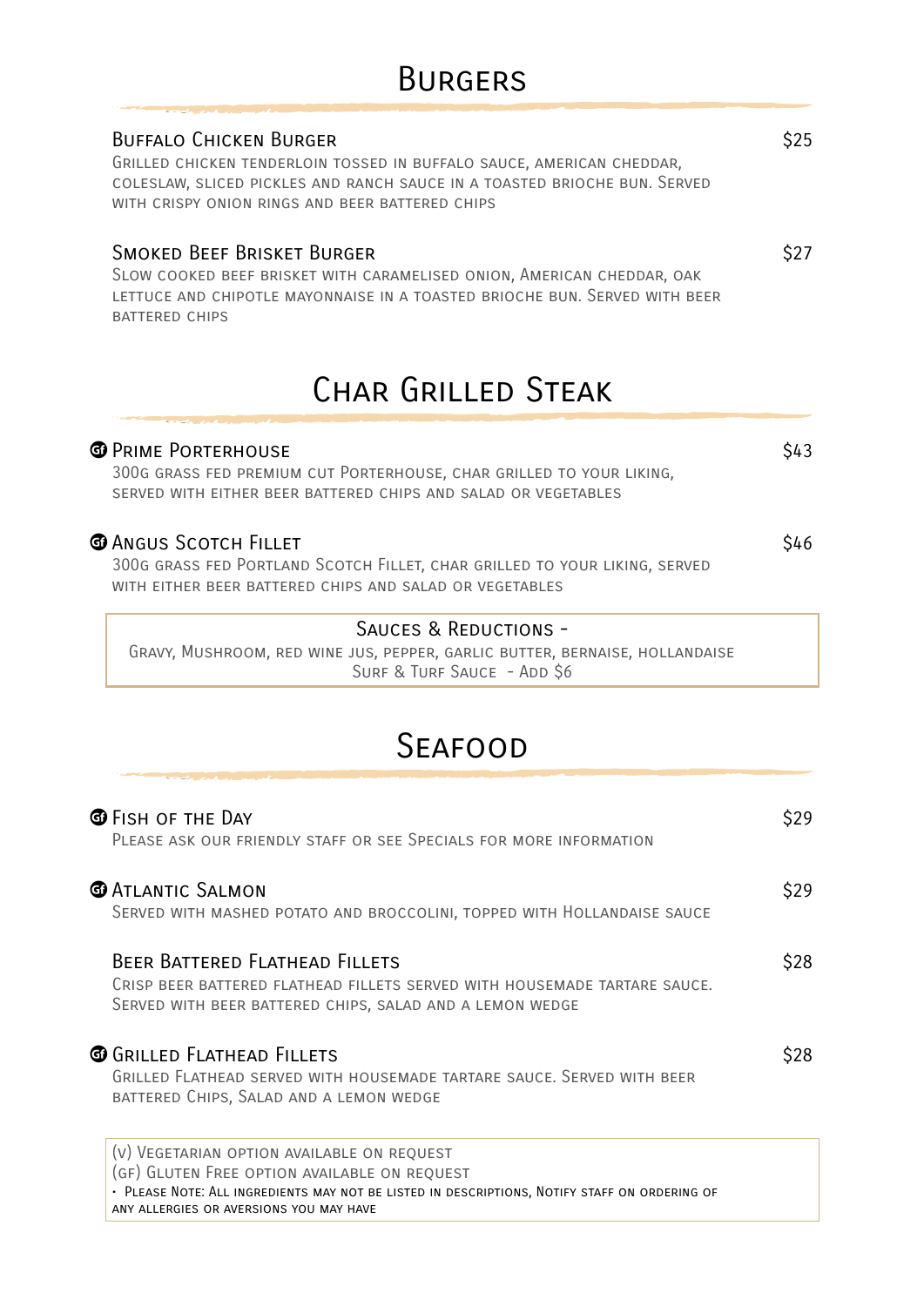## Burgers

**Buffalo Chicken Burger** — $25

Grilled chicken tenderloin tossed in buffalo sauce, American cheddar, coleslaw, sliced pickles and ranch sauce in a toasted brioche bun. Served with crispy onion rings and beer battered chips

**Smoked Beef Brisket Burger** — $27

Slow cooked beef brisket with caramelised onion, American cheddar, oak lettuce and chipotle mayonnaise in a toasted brioche bun. Served with beer battered chips

## Char Grilled Steak

**(GF) Prime Porterhouse** — $43

300g grass fed premium cut Porterhouse, char grilled to your liking, served with either beer battered chips and salad or vegetables

**(GF) Angus Scotch Fillet** — $46

300g grass fed Portland Scotch Fillet, char grilled to your liking, served with either beer battered chips and salad or vegetables

**Sauces & Reductions -**

Gravy, Mushroom, red wine jus, pepper, garlic butter, bernaise, hollandaise

Surf & Turf Sauce - Add $6

## Seafood

**(GF) Fish of the Day** — $29

Please ask our friendly staff or see Specials for more information

**(GF) Atlantic Salmon** — $29

Served with mashed potato and broccolini, topped with Hollandaise sauce

**Beer Battered Flathead Fillets** — $28

Crisp beer battered flathead fillets served with housemade tartare sauce. Served with beer battered chips, salad and a lemon wedge

**(GF) Grilled Flathead Fillets** — $28

Grilled Flathead served with housemade tartare sauce. Served with beer battered Chips, Salad and a lemon wedge

(V) Vegetarian option available on request

(GF) Gluten Free option available on request

- Please Note: All ingredients may not be listed in descriptions, Notify staff on ordering of any allergies or aversions you may have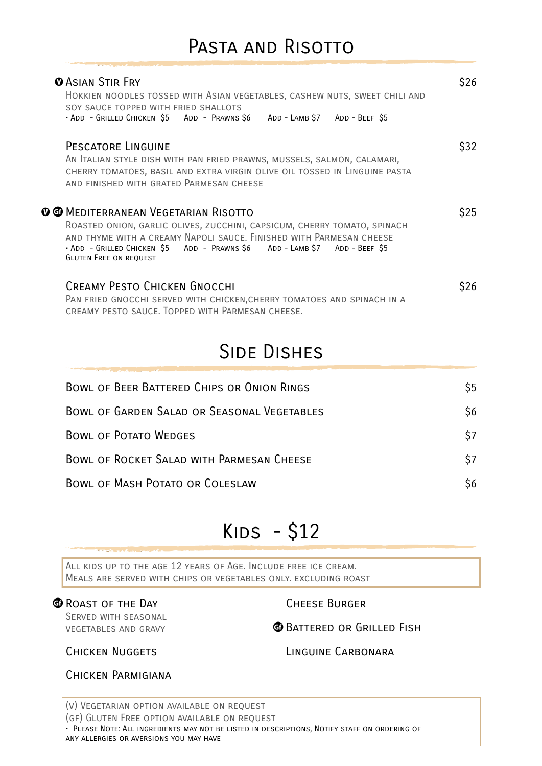## Pasta and Risotto

**(V) Asian Stir Fry** — $26

Hokkien noodles tossed with Asian vegetables, cashew nuts, sweet chili and soy sauce topped with fried shallots

• Add - Grilled Chicken $5   Add - Prawns $6   Add - Lamb $7   Add - Beef $5

**Pescatore Linguine** — $32

An Italian style dish with pan fried prawns, mussels, salmon, calamari, cherry tomatoes, basil and extra virgin olive oil tossed in Linguine pasta and finished with grated Parmesan cheese

**(V) (GF) Mediterranean Vegetarian Risotto** — $25

Roasted onion, garlic olives, zucchini, capsicum, cherry tomato, spinach and thyme with a creamy Napoli sauce. Finished with Parmesan cheese

• Add - Grilled Chicken $5   Add - Prawns $6   Add - Lamb $7   Add - Beef $5

Gluten Free on request

**Creamy Pesto Chicken Gnocchi** — $26

Pan fried gnocchi served with chicken,cherry tomatoes and spinach in a creamy pesto sauce. Topped with Parmesan cheese.

## Side Dishes

| | |
|---|---|
| Bowl of Beer Battered Chips or Onion Rings | $5 |
| Bowl of Garden Salad or Seasonal Vegetables | $6 |
| Bowl of Potato Wedges | $7 |
| Bowl of Rocket Salad with Parmesan Cheese | $7 |
| Bowl of Mash Potato or Coleslaw | $6 |

## Kids - $12

All kids up to the age 12 years of age. Include free ice cream.
Meals are served with chips or vegetables only. excluding roast

**(GF) Roast of the Day**
Served with seasonal vegetables and gravy

**Chicken Nuggets**

**Chicken Parmigiana**

**Cheese Burger**

**(GF) Battered or Grilled Fish**

**Linguine Carbonara**

(V) Vegetarian option available on request
(GF) Gluten Free option available on request
• Please Note: All ingredients may not be listed in descriptions, Notify staff on ordering of any allergies or aversions you may have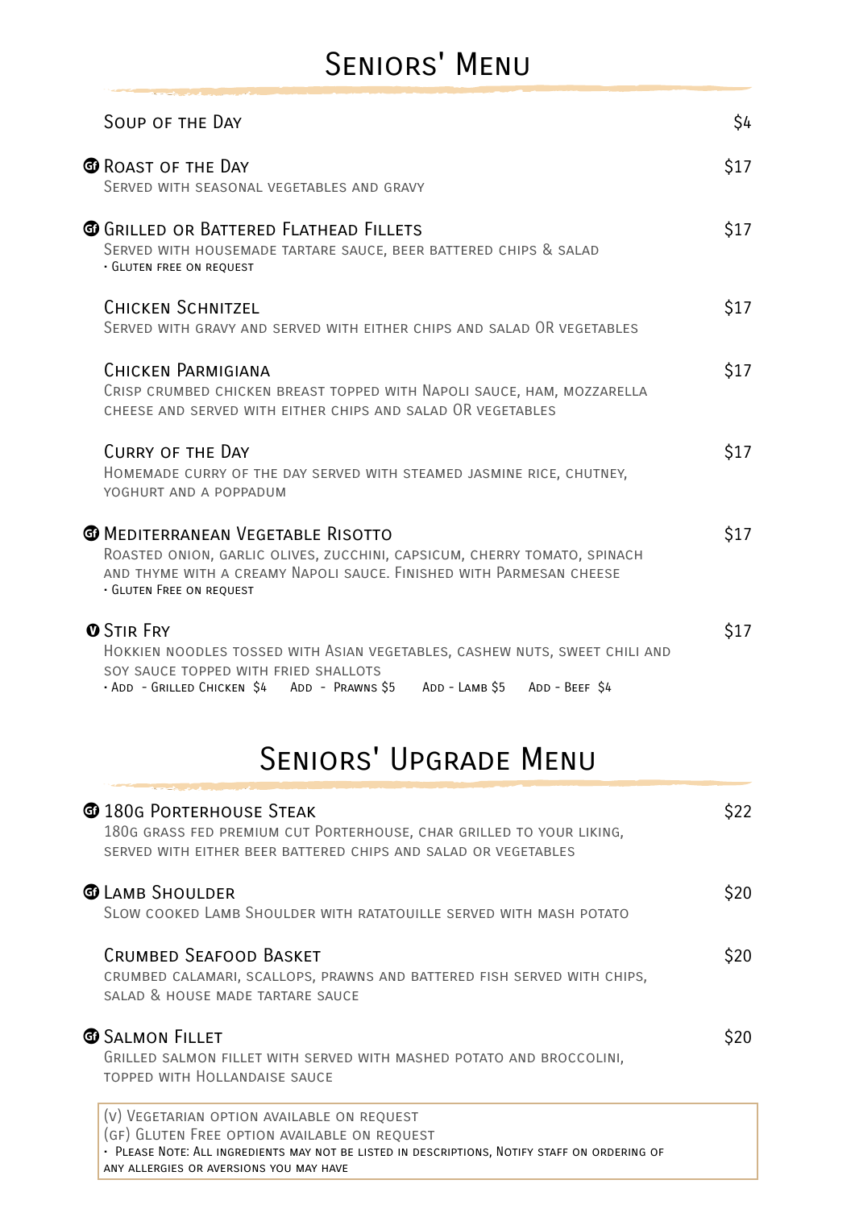# Seniors' Menu

**Soup of the Day** $4

**(GF) Roast of the Day** $17
Served with seasonal vegetables and gravy

**(GF) Grilled or Battered Flathead Fillets** $17
Served with housemade tartare sauce, beer battered chips & salad
- Gluten free on request

**Chicken Schnitzel** $17
Served with gravy and served with either chips and salad OR vegetables

**Chicken Parmigiana** $17
Crisp crumbed chicken breast topped with Napoli sauce, ham, mozzarella cheese and served with either chips and salad OR vegetables

**Curry of the Day** $17
Homemade curry of the day served with steamed jasmine rice, chutney, yoghurt and a poppadum

**(GF) Mediterranean Vegetable Risotto** $17
Roasted onion, garlic olives, zucchini, capsicum, cherry tomato, spinach and thyme with a creamy Napoli sauce. Finished with Parmesan cheese
- Gluten Free on request

**(V) Stir Fry** $17
Hokkien noodles tossed with Asian vegetables, cashew nuts, sweet chili and soy sauce topped with fried shallots
- Add - Grilled Chicken $4 Add - Prawns $5 Add - Lamb $5 Add - Beef $4

# Seniors' Upgrade Menu

**(GF) 180g Porterhouse Steak** $22
180g grass fed premium cut Porterhouse, char grilled to your liking, served with either beer battered chips and salad or vegetables

**(GF) Lamb Shoulder** $20
Slow cooked Lamb Shoulder with ratatouille served with mash potato

**Crumbed Seafood Basket** $20
Crumbed calamari, scallops, prawns and battered fish served with chips, salad & house made tartare sauce

**(GF) Salmon Fillet** $20
Grilled salmon fillet with served with mashed potato and broccolini, topped with Hollandaise sauce

(V) Vegetarian option available on request
(GF) Gluten Free option available on request
- Please Note: All ingredients may not be listed in descriptions, Notify staff on ordering of any allergies or aversions you may have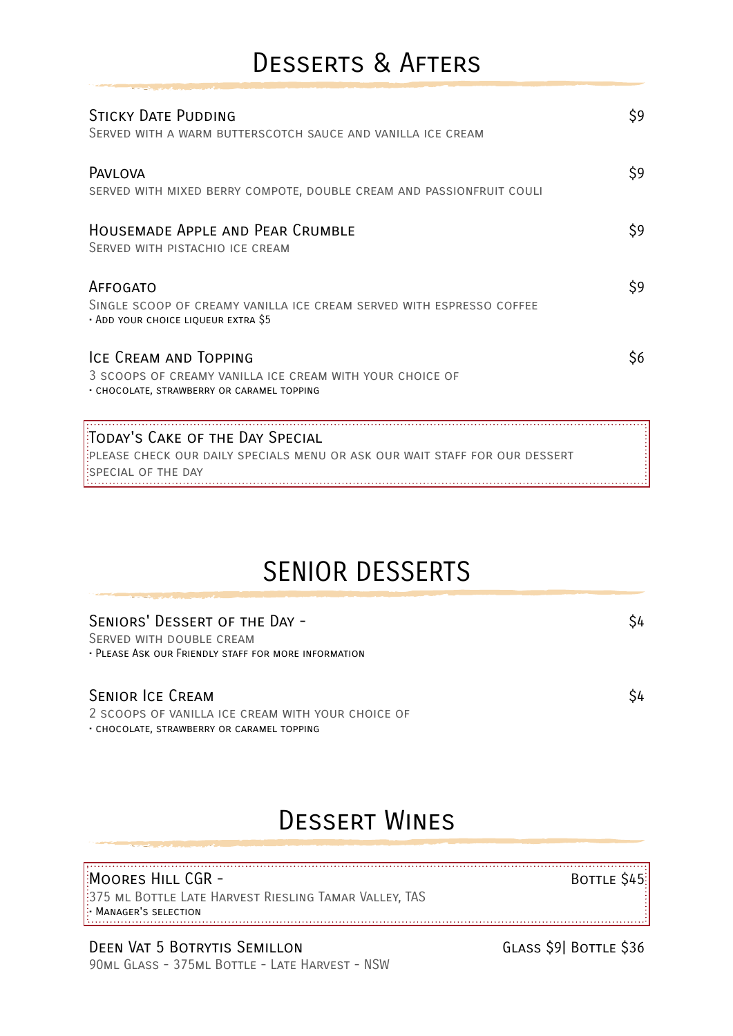# Desserts & Afters

**Sticky Date Pudding** — $9
Served with a warm butterscotch sauce and vanilla ice cream

**Pavlova** — $9
served with mixed berry compote, double cream and passionfruit couli

**Housemade Apple and Pear Crumble** — $9
Served with pistachio ice cream

**Affogato** — $9
Single scoop of creamy vanilla ice cream served with espresso coffee
- Add your choice liqueur extra $5

**Ice Cream and Topping** — $6
3 scoops of creamy vanilla ice cream with your choice of
- chocolate, strawberry or caramel topping

**Today's Cake of the Day Special**
please check our daily specials menu or ask our wait staff for our dessert special of the day

# SENIOR DESSERTS

**Seniors' Dessert of the Day -** — $4
Served with double cream
- Please Ask our Friendly staff for more information

**Senior Ice Cream** — $4
2 scoops of vanilla ice cream with your choice of
- chocolate, strawberry or caramel topping

# Dessert Wines

**Moores Hill CGR -** — Bottle $45
375 ml Bottle Late Harvest Riesling Tamar Valley, TAS
- Manager's selection

**Deen Vat 5 Botrytis Semillon** — Glass $9| Bottle $36
90ml Glass - 375ml Bottle - Late Harvest - NSW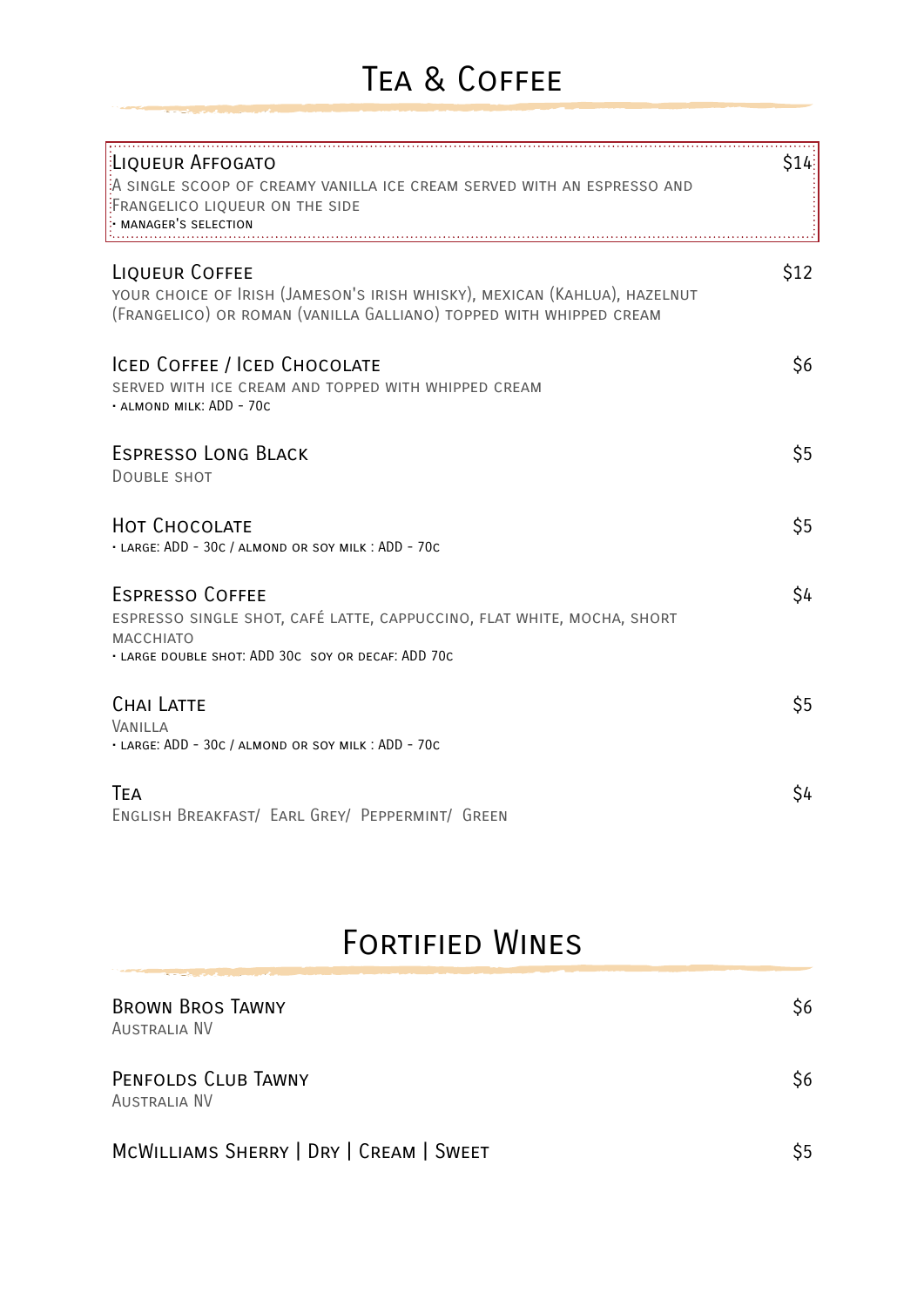# Tea & Coffee

### Liqueur Affogato — $14

A single scoop of creamy vanilla ice cream served with an espresso and Frangelico liqueur on the side

• manager's selection

### Liqueur Coffee — $12

your choice of Irish (Jameson's irish whisky), mexican (Kahlua), hazelnut (Frangelico) or roman (vanilla Galliano) topped with whipped cream

### Iced Coffee / Iced Chocolate — $6

served with ice cream and topped with whipped cream

• almond milk: ADD - 70c

### Espresso Long Black — $5

Double shot

### Hot Chocolate — $5

• large: ADD - 30c / almond or soy milk : ADD - 70c

### Espresso Coffee — $4

espresso single shot, café latte, cappuccino, flat white, mocha, short macchiato

• large double shot: ADD 30c soy or decaf: ADD 70c

### Chai Latte — $5

Vanilla

• large: ADD - 30c / almond or soy milk : ADD - 70c

### Tea — $4

English Breakfast/ Earl Grey/ Peppermint/ Green

# Fortified Wines

### Brown Bros Tawny — $6

Australia NV

### Penfolds Club Tawny — $6

Australia NV

### McWilliams Sherry | Dry | Cream | Sweet — $5